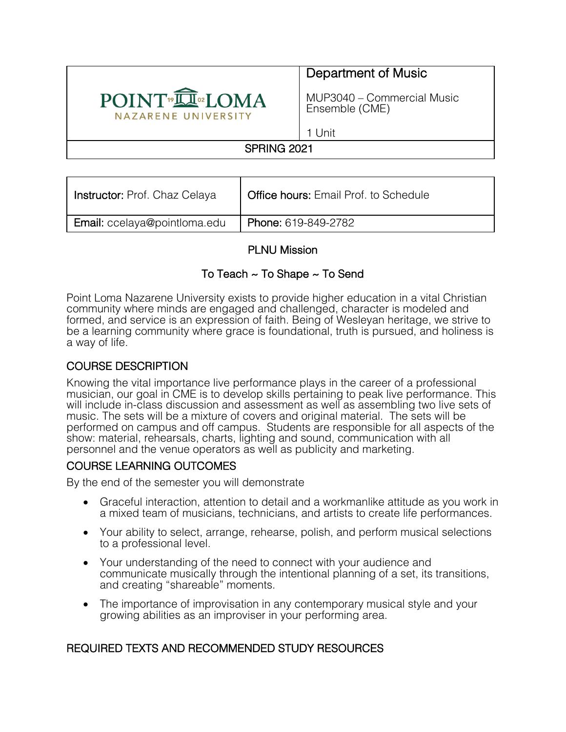| POINT LOMA NAZARENE UNIVERSITY | Department of Music<br><br>MUP3040 – Commercial Music Ensemble (CME)<br><br>1 Unit |
| --- | --- |
| SPRING 2021 | |

| **Instructor:** Prof. Chaz Celaya | **Office hours:** Email Prof. to Schedule |
| --- | --- |
| **Email:** ccelaya@pointloma.edu | **Phone:** 619-849-2782 |

## PLNU Mission

### To Teach ~ To Shape ~ To Send

Point Loma Nazarene University exists to provide higher education in a vital Christian community where minds are engaged and challenged, character is modeled and formed, and service is an expression of faith. Being of Wesleyan heritage, we strive to be a learning community where grace is foundational, truth is pursued, and holiness is a way of life.

## COURSE DESCRIPTION

Knowing the vital importance live performance plays in the career of a professional musician, our goal in CME is to develop skills pertaining to peak live performance. This will include in-class discussion and assessment as well as assembling two live sets of music. The sets will be a mixture of covers and original material. The sets will be performed on campus and off campus. Students are responsible for all aspects of the show: material, rehearsals, charts, lighting and sound, communication with all personnel and the venue operators as well as publicity and marketing.

## COURSE LEARNING OUTCOMES

By the end of the semester you will demonstrate

- Graceful interaction, attention to detail and a workmanlike attitude as you work in a mixed team of musicians, technicians, and artists to create life performances.
- Your ability to select, arrange, rehearse, polish, and perform musical selections to a professional level.
- Your understanding of the need to connect with your audience and communicate musically through the intentional planning of a set, its transitions, and creating "shareable" moments.
- The importance of improvisation in any contemporary musical style and your growing abilities as an improviser in your performing area.

## REQUIRED TEXTS AND RECOMMENDED STUDY RESOURCES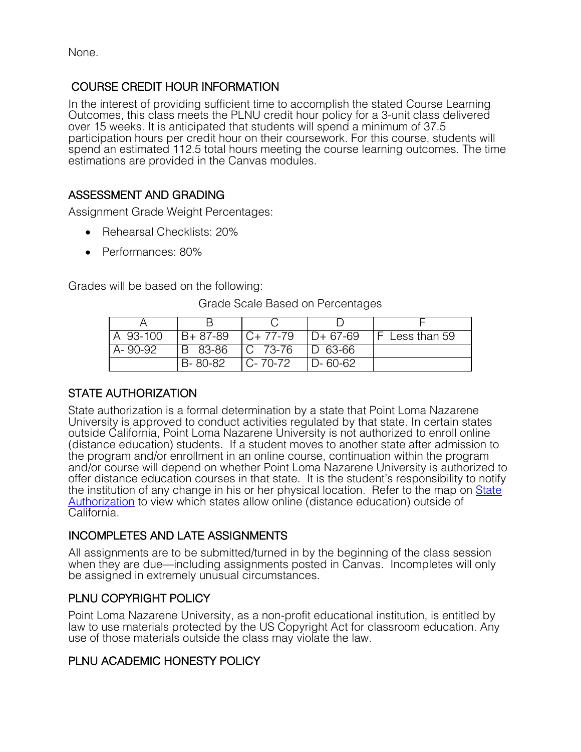None.

## COURSE CREDIT HOUR INFORMATION

In the interest of providing sufficient time to accomplish the stated Course Learning Outcomes, this class meets the PLNU credit hour policy for a 3-unit class delivered over 15 weeks. It is anticipated that students will spend a minimum of 37.5 participation hours per credit hour on their coursework. For this course, students will spend an estimated 112.5 total hours meeting the course learning outcomes. The time estimations are provided in the Canvas modules.

## ASSESSMENT AND GRADING

Assignment Grade Weight Percentages:

- Rehearsal Checklists: 20%
- Performances: 80%

Grades will be based on the following:

Grade Scale Based on Percentages

| A | B | C | D | F |
|---|---|---|---|---|
| A 93-100 | B+ 87-89 | C+ 77-79 | D+ 67-69 | F Less than 59 |
| A- 90-92 | B 83-86 | C 73-76 | D 63-66 | |
| | B- 80-82 | C- 70-72 | D- 60-62 | |

## STATE AUTHORIZATION

State authorization is a formal determination by a state that Point Loma Nazarene University is approved to conduct activities regulated by that state. In certain states outside California, Point Loma Nazarene University is not authorized to enroll online (distance education) students. If a student moves to another state after admission to the program and/or enrollment in an online course, continuation within the program and/or course will depend on whether Point Loma Nazarene University is authorized to offer distance education courses in that state. It is the student's responsibility to notify the institution of any change in his or her physical location. Refer to the map on State Authorization to view which states allow online (distance education) outside of California.

## INCOMPLETES AND LATE ASSIGNMENTS

All assignments are to be submitted/turned in by the beginning of the class session when they are due—including assignments posted in Canvas. Incompletes will only be assigned in extremely unusual circumstances.

## PLNU COPYRIGHT POLICY

Point Loma Nazarene University, as a non-profit educational institution, is entitled by law to use materials protected by the US Copyright Act for classroom education. Any use of those materials outside the class may violate the law.

## PLNU ACADEMIC HONESTY POLICY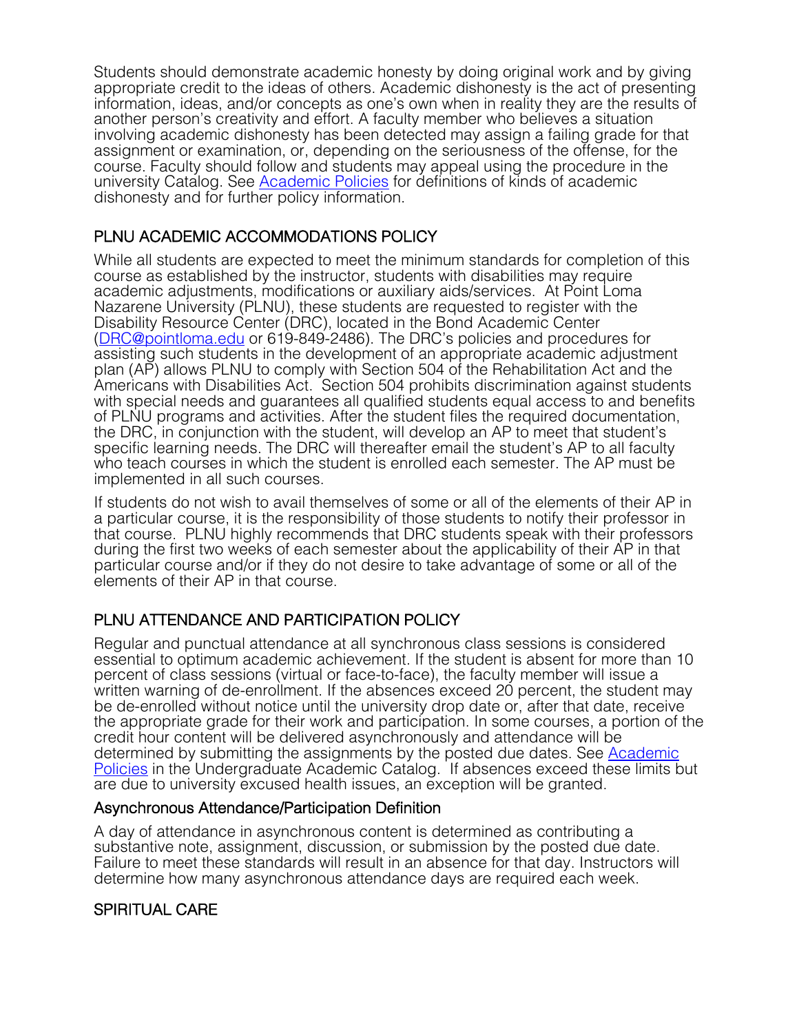Students should demonstrate academic honesty by doing original work and by giving appropriate credit to the ideas of others. Academic dishonesty is the act of presenting information, ideas, and/or concepts as one's own when in reality they are the results of another person's creativity and effort. A faculty member who believes a situation involving academic dishonesty has been detected may assign a failing grade for that assignment or examination, or, depending on the seriousness of the offense, for the course. Faculty should follow and students may appeal using the procedure in the university Catalog. See [Academic Policies](#) for definitions of kinds of academic dishonesty and for further policy information.

## PLNU ACADEMIC ACCOMMODATIONS POLICY

While all students are expected to meet the minimum standards for completion of this course as established by the instructor, students with disabilities may require academic adjustments, modifications or auxiliary aids/services. At Point Loma Nazarene University (PLNU), these students are requested to register with the Disability Resource Center (DRC), located in the Bond Academic Center ([DRC@pointloma.edu](mailto:DRC@pointloma.edu) or 619-849-2486). The DRC's policies and procedures for assisting such students in the development of an appropriate academic adjustment plan (AP) allows PLNU to comply with Section 504 of the Rehabilitation Act and the Americans with Disabilities Act. Section 504 prohibits discrimination against students with special needs and guarantees all qualified students equal access to and benefits of PLNU programs and activities. After the student files the required documentation, the DRC, in conjunction with the student, will develop an AP to meet that student's specific learning needs. The DRC will thereafter email the student's AP to all faculty who teach courses in which the student is enrolled each semester. The AP must be implemented in all such courses.

If students do not wish to avail themselves of some or all of the elements of their AP in a particular course, it is the responsibility of those students to notify their professor in that course. PLNU highly recommends that DRC students speak with their professors during the first two weeks of each semester about the applicability of their AP in that particular course and/or if they do not desire to take advantage of some or all of the elements of their AP in that course.

## PLNU ATTENDANCE AND PARTICIPATION POLICY

Regular and punctual attendance at all synchronous class sessions is considered essential to optimum academic achievement. If the student is absent for more than 10 percent of class sessions (virtual or face-to-face), the faculty member will issue a written warning of de-enrollment. If the absences exceed 20 percent, the student may be de-enrolled without notice until the university drop date or, after that date, receive the appropriate grade for their work and participation. In some courses, a portion of the credit hour content will be delivered asynchronously and attendance will be determined by submitting the assignments by the posted due dates. See [Academic Policies](#) in the Undergraduate Academic Catalog. If absences exceed these limits but are due to university excused health issues, an exception will be granted.

### Asynchronous Attendance/Participation Definition

A day of attendance in asynchronous content is determined as contributing a substantive note, assignment, discussion, or submission by the posted due date. Failure to meet these standards will result in an absence for that day. Instructors will determine how many asynchronous attendance days are required each week.

## SPIRITUAL CARE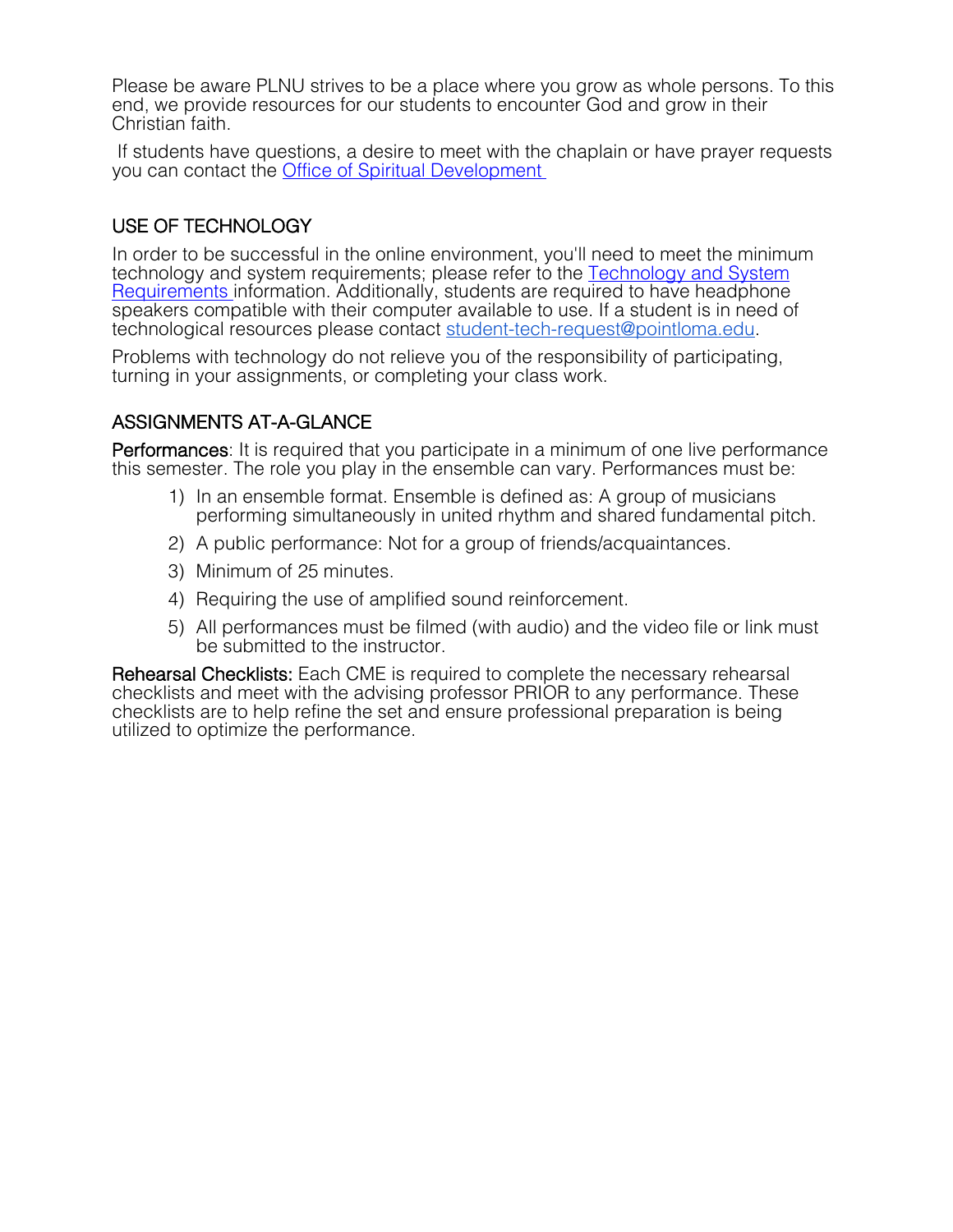Please be aware PLNU strives to be a place where you grow as whole persons. To this end, we provide resources for our students to encounter God and grow in their Christian faith.

If students have questions, a desire to meet with the chaplain or have prayer requests you can contact the [Office of Spiritual Development]()

## USE OF TECHNOLOGY

In order to be successful in the online environment, you'll need to meet the minimum technology and system requirements; please refer to the [Technology and System Requirements]() information. Additionally, students are required to have headphone speakers compatible with their computer available to use. If a student is in need of technological resources please contact [student-tech-request@pointloma.edu](mailto:student-tech-request@pointloma.edu).

Problems with technology do not relieve you of the responsibility of participating, turning in your assignments, or completing your class work.

## ASSIGNMENTS AT-A-GLANCE

**Performances**: It is required that you participate in a minimum of one live performance this semester. The role you play in the ensemble can vary. Performances must be:

1) In an ensemble format. Ensemble is defined as: A group of musicians performing simultaneously in united rhythm and shared fundamental pitch.
2) A public performance: Not for a group of friends/acquaintances.
3) Minimum of 25 minutes.
4) Requiring the use of amplified sound reinforcement.
5) All performances must be filmed (with audio) and the video file or link must be submitted to the instructor.

**Rehearsal Checklists:** Each CME is required to complete the necessary rehearsal checklists and meet with the advising professor PRIOR to any performance. These checklists are to help refine the set and ensure professional preparation is being utilized to optimize the performance.